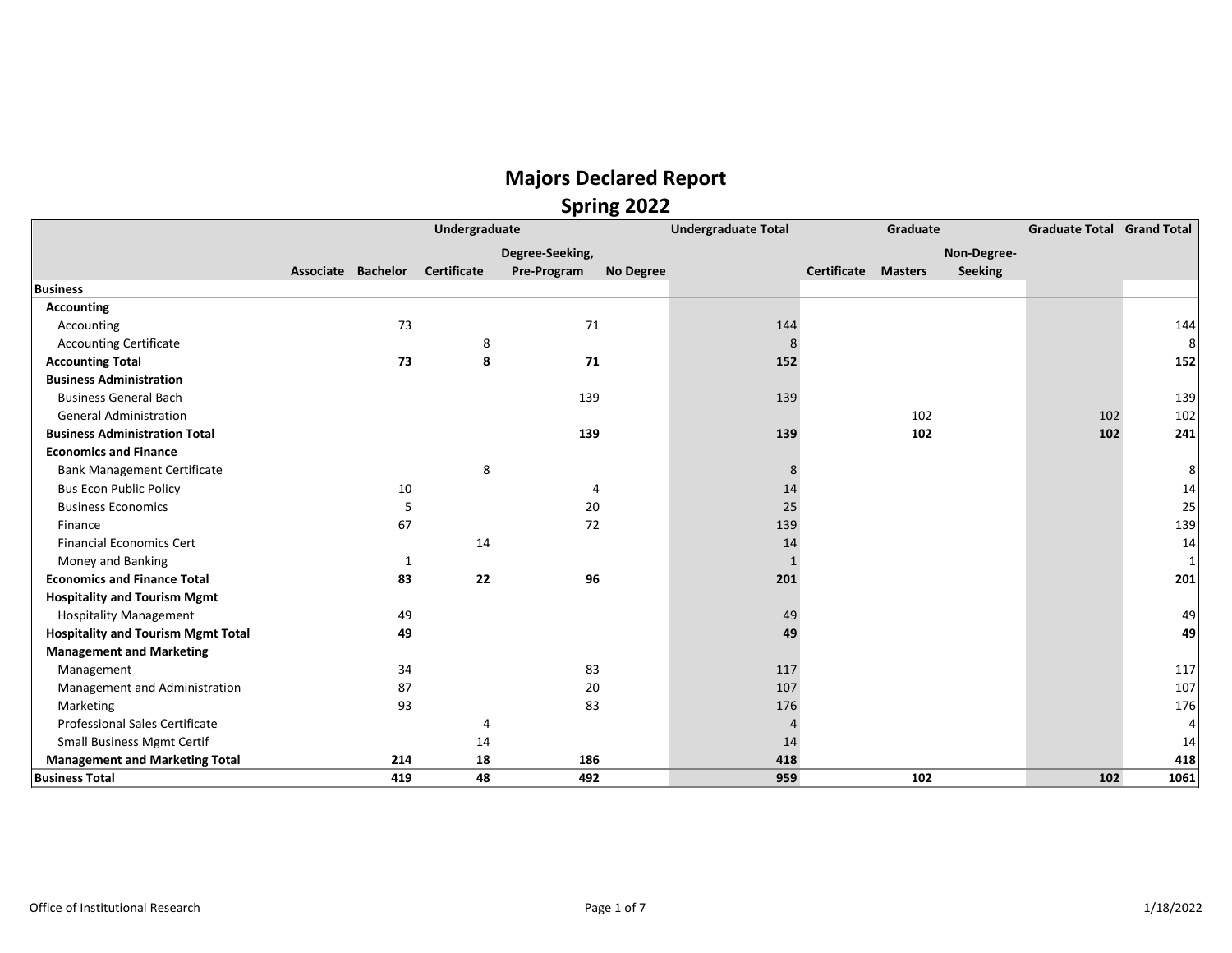# Majors Declared Report

## Spring 2022

| | Undergraduate | | | | | Undergraduate Total | Graduate | | | Graduate Total | Grand Total |
|---|---|---|---|---|---|---|---|---|---|---|---|
| | Associate | Bachelor | Certificate | Degree-Seeking, Pre-Program | No Degree | | Certificate | Masters | Non-Degree-Seeking | | |
| **Business** | | | | | | | | | | | |
| **Accounting** | | | | | | | | | | | |
| Accounting | | 73 | | 71 | | 144 | | | | | 144 |
| Accounting Certificate | | | 8 | | | 8 | | | | | 8 |
| **Accounting Total** | | **73** | **8** | **71** | | **152** | | | | | **152** |
| **Business Administration** | | | | | | | | | | | |
| Business General Bach | | | | 139 | | 139 | | | | | 139 |
| General Administration | | | | | | | | 102 | | 102 | 102 |
| **Business Administration Total** | | | | **139** | | **139** | | **102** | | **102** | **241** |
| **Economics and Finance** | | | | | | | | | | | |
| Bank Management Certificate | | | 8 | | | 8 | | | | | 8 |
| Bus Econ Public Policy | | 10 | | 4 | | 14 | | | | | 14 |
| Business Economics | | 5 | | 20 | | 25 | | | | | 25 |
| Finance | | 67 | | 72 | | 139 | | | | | 139 |
| Financial Economics Cert | | | 14 | | | 14 | | | | | 14 |
| Money and Banking | | 1 | | | | 1 | | | | | 1 |
| **Economics and Finance Total** | | **83** | **22** | **96** | | **201** | | | | | **201** |
| **Hospitality and Tourism Mgmt** | | | | | | | | | | | |
| Hospitality Management | | 49 | | | | 49 | | | | | 49 |
| **Hospitality and Tourism Mgmt Total** | | **49** | | | | **49** | | | | | **49** |
| **Management and Marketing** | | | | | | | | | | | |
| Management | | 34 | | 83 | | 117 | | | | | 117 |
| Management and Administration | | 87 | | 20 | | 107 | | | | | 107 |
| Marketing | | 93 | | 83 | | 176 | | | | | 176 |
| Professional Sales Certificate | | | 4 | | | 4 | | | | | 4 |
| Small Business Mgmt Certif | | | 14 | | | 14 | | | | | 14 |
| **Management and Marketing Total** | | **214** | **18** | **186** | | **418** | | | | | **418** |
| **Business Total** | | **419** | **48** | **492** | | **959** | | **102** | | **102** | **1061** |

Office of Institutional Research

1/18/2022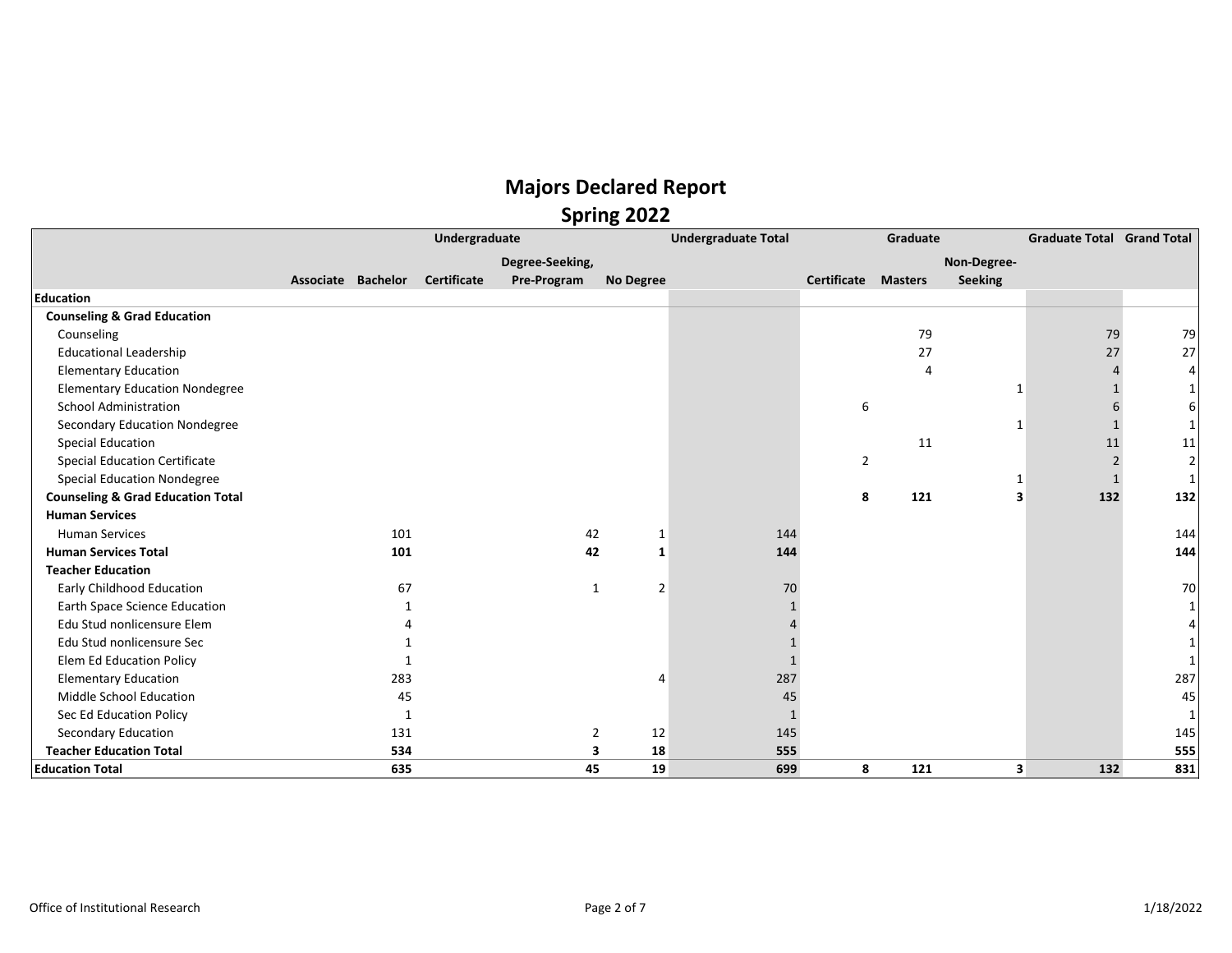# Majors Declared Report
## Spring 2022

| | Undergraduate | | | | | Undergraduate Total | Graduate | | | Graduate Total | Grand Total |
|---|---|---|---|---|---|---|---|---|---|---|---|
| | Associate | Bachelor | Certificate | Degree-Seeking, Pre-Program | No Degree | | Certificate | Masters | Non-Degree-Seeking | | |
| **Education** | | | | | | | | | | | |
| **Counseling & Grad Education** | | | | | | | | | | | |
| Counseling | | | | | | | | 79 | | 79 | 79 |
| Educational Leadership | | | | | | | | 27 | | 27 | 27 |
| Elementary Education | | | | | | | | 4 | | 4 | 4 |
| Elementary Education Nondegree | | | | | | | | | 1 | 1 | 1 |
| School Administration | | | | | | | 6 | | | 6 | 6 |
| Secondary Education Nondegree | | | | | | | | | 1 | 1 | 1 |
| Special Education | | | | | | | | 11 | | 11 | 11 |
| Special Education Certificate | | | | | | | 2 | | | 2 | 2 |
| Special Education Nondegree | | | | | | | | | 1 | 1 | 1 |
| **Counseling & Grad Education Total** | | | | | | | **8** | **121** | **3** | **132** | **132** |
| **Human Services** | | | | | | | | | | | |
| Human Services | | 101 | | 42 | 1 | 144 | | | | | 144 |
| **Human Services Total** | | **101** | | **42** | **1** | **144** | | | | | **144** |
| **Teacher Education** | | | | | | | | | | | |
| Early Childhood Education | | 67 | | 1 | 2 | 70 | | | | | 70 |
| Earth Space Science Education | | 1 | | | | 1 | | | | | 1 |
| Edu Stud nonlicensure Elem | | 4 | | | | 4 | | | | | 4 |
| Edu Stud nonlicensure Sec | | 1 | | | | 1 | | | | | 1 |
| Elem Ed Education Policy | | 1 | | | | 1 | | | | | 1 |
| Elementary Education | | 283 | | | 4 | 287 | | | | | 287 |
| Middle School Education | | 45 | | | | 45 | | | | | 45 |
| Sec Ed Education Policy | | 1 | | | | 1 | | | | | 1 |
| Secondary Education | | 131 | | 2 | 12 | 145 | | | | | 145 |
| **Teacher Education Total** | | **534** | | **3** | **18** | **555** | | | | | **555** |
| **Education Total** | | **635** | | **45** | **19** | **699** | **8** | **121** | **3** | **132** | **831** |

Office of Institutional Research

1/18/2022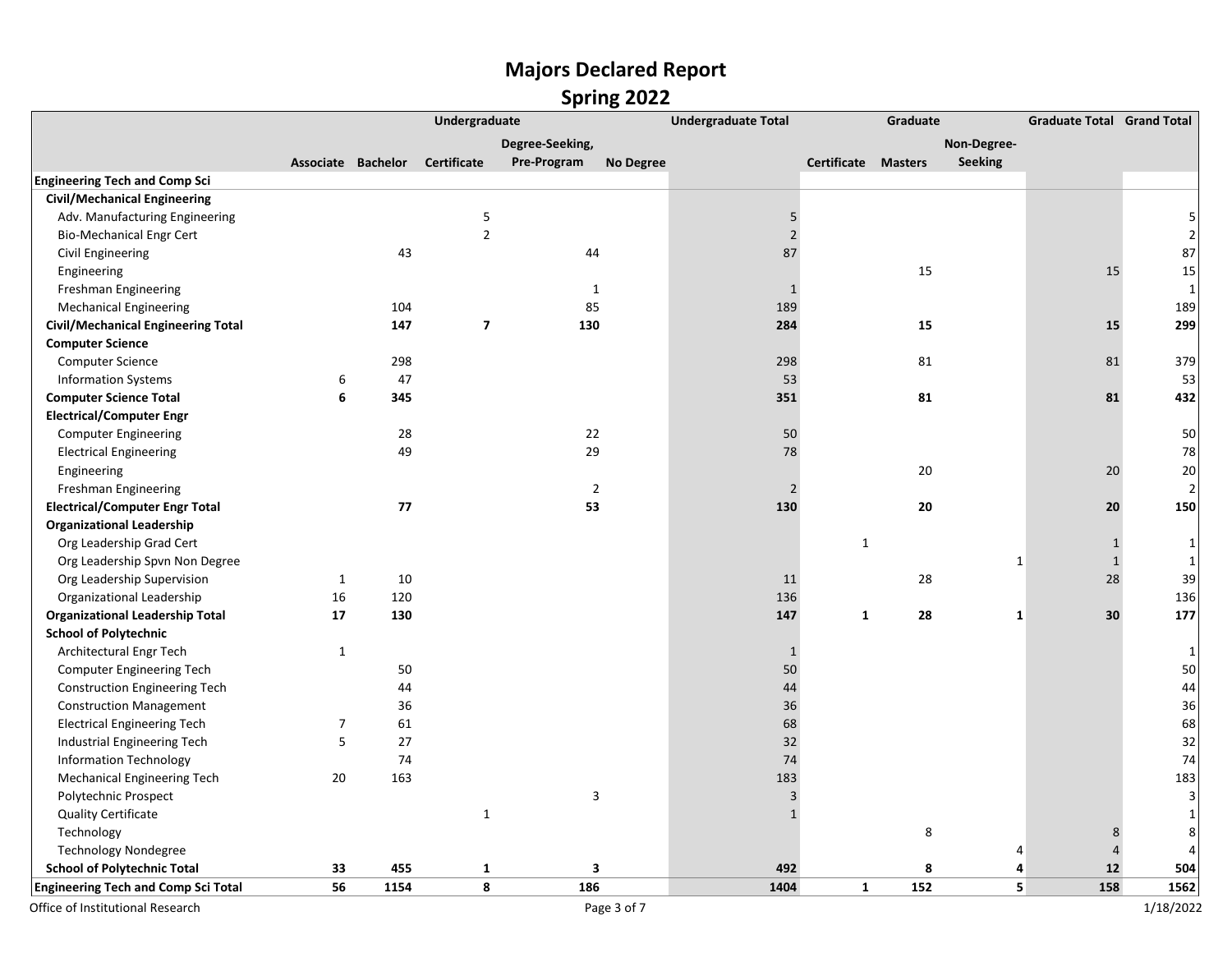# Majors Declared Report

## Spring 2022

| | Undergraduate | | | | | Undergraduate Total | Graduate | | | Graduate Total | Grand Total |
|---|---|---|---|---|---|---|---|---|---|---|---|
| | Associate | Bachelor | Certificate | Degree-Seeking, Pre-Program | No Degree | | Certificate | Masters | Non-Degree-Seeking | | |
| **Engineering Tech and Comp Sci** | | | | | | | | | | | |
| **Civil/Mechanical Engineering** | | | | | | | | | | | |
| Adv. Manufacturing Engineering | | | 5 | | | 5 | | | | | 5 |
| Bio-Mechanical Engr Cert | | | 2 | | | 2 | | | | | 2 |
| Civil Engineering | | 43 | | 44 | | 87 | | | | | 87 |
| Engineering | | | | | | | | 15 | | 15 | 15 |
| Freshman Engineering | | | | 1 | | 1 | | | | | 1 |
| Mechanical Engineering | | 104 | | 85 | | 189 | | | | | 189 |
| **Civil/Mechanical Engineering Total** | | **147** | **7** | **130** | | **284** | | **15** | | **15** | **299** |
| **Computer Science** | | | | | | | | | | | |
| Computer Science | | 298 | | | | 298 | | 81 | | 81 | 379 |
| Information Systems | 6 | 47 | | | | 53 | | | | | 53 |
| **Computer Science Total** | **6** | **345** | | | | **351** | | **81** | | **81** | **432** |
| **Electrical/Computer Engr** | | | | | | | | | | | |
| Computer Engineering | | 28 | | 22 | | 50 | | | | | 50 |
| Electrical Engineering | | 49 | | 29 | | 78 | | | | | 78 |
| Engineering | | | | | | | | 20 | | 20 | 20 |
| Freshman Engineering | | | | 2 | | 2 | | | | | 2 |
| **Electrical/Computer Engr Total** | | **77** | | **53** | | **130** | | **20** | | **20** | **150** |
| **Organizational Leadership** | | | | | | | | | | | |
| Org Leadership Grad Cert | | | | | | | 1 | | | 1 | 1 |
| Org Leadership Spvn Non Degree | | | | | | | | | 1 | 1 | 1 |
| Org Leadership Supervision | 1 | 10 | | | | 11 | | 28 | | 28 | 39 |
| Organizational Leadership | 16 | 120 | | | | 136 | | | | | 136 |
| **Organizational Leadership Total** | **17** | **130** | | | | **147** | **1** | **28** | **1** | **30** | **177** |
| **School of Polytechnic** | | | | | | | | | | | |
| Architectural Engr Tech | 1 | | | | | 1 | | | | | 1 |
| Computer Engineering Tech | | 50 | | | | 50 | | | | | 50 |
| Construction Engineering Tech | | 44 | | | | 44 | | | | | 44 |
| Construction Management | | 36 | | | | 36 | | | | | 36 |
| Electrical Engineering Tech | 7 | 61 | | | | 68 | | | | | 68 |
| Industrial Engineering Tech | 5 | 27 | | | | 32 | | | | | 32 |
| Information Technology | | 74 | | | | 74 | | | | | 74 |
| Mechanical Engineering Tech | 20 | 163 | | | | 183 | | | | | 183 |
| Polytechnic Prospect | | | | 3 | | 3 | | | | | 3 |
| Quality Certificate | | | 1 | | | 1 | | | | | 1 |
| Technology | | | | | | | | 8 | | 8 | 8 |
| Technology Nondegree | | | | | | | | | 4 | 4 | 4 |
| **School of Polytechnic Total** | **33** | **455** | **1** | **3** | | **492** | | **8** | **4** | **12** | **504** |
| **Engineering Tech and Comp Sci Total** | **56** | **1154** | **8** | **186** | | **1404** | **1** | **152** | **5** | **158** | **1562** |

Office of Institutional Research — 1/18/2022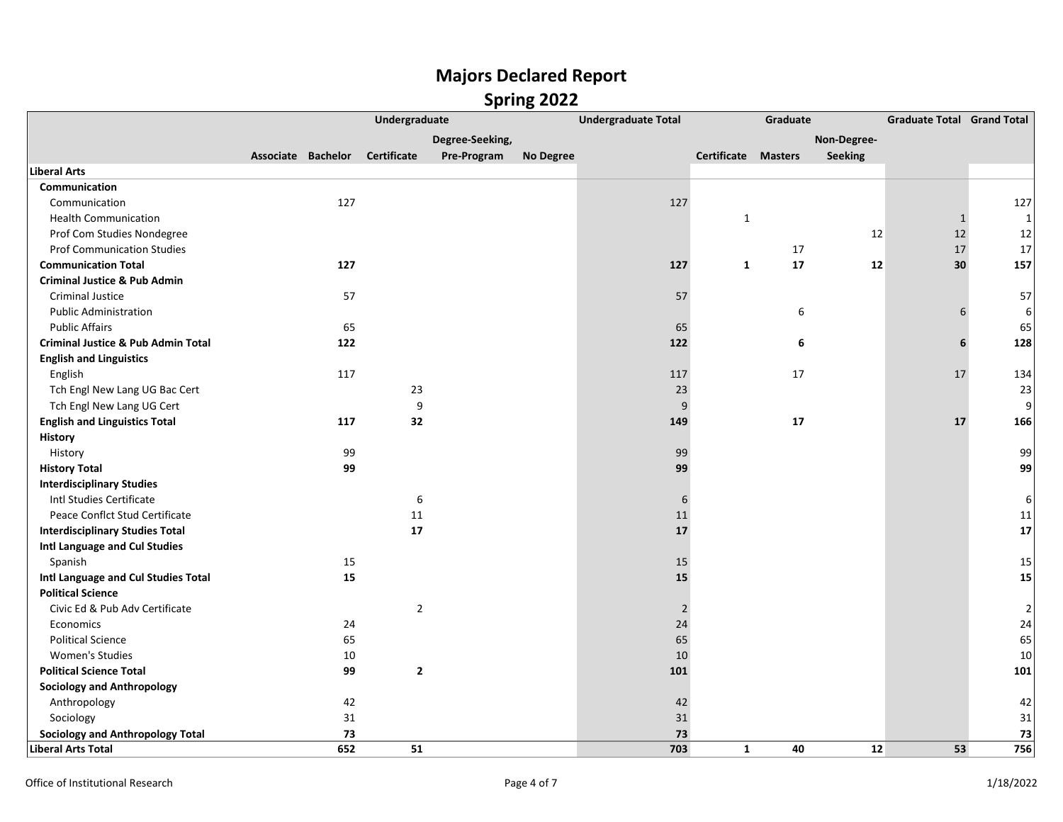# Majors Declared Report

## Spring 2022

| | Undergraduate | | | | | Undergraduate Total | Graduate | | | Graduate Total | Grand Total |
|---|---|---|---|---|---|---|---|---|---|---|---|
| | Associate | Bachelor | Certificate | Degree-Seeking, Pre-Program | No Degree | | Certificate | Masters | Non-Degree-Seeking | | |
| **Liberal Arts** | | | | | | | | | | | |
| **Communication** | | | | | | | | | | | |
| Communication | | 127 | | | | 127 | | | | | 127 |
| Health Communication | | | | | | | 1 | | | 1 | 1 |
| Prof Com Studies Nondegree | | | | | | | | | 12 | 12 | 12 |
| Prof Communication Studies | | | | | | | | 17 | | 17 | 17 |
| **Communication Total** | | **127** | | | | **127** | **1** | **17** | **12** | **30** | **157** |
| **Criminal Justice & Pub Admin** | | | | | | | | | | | |
| Criminal Justice | | 57 | | | | 57 | | | | | 57 |
| Public Administration | | | | | | | | 6 | | 6 | 6 |
| Public Affairs | | 65 | | | | 65 | | | | | 65 |
| **Criminal Justice & Pub Admin Total** | | **122** | | | | **122** | | **6** | | **6** | **128** |
| **English and Linguistics** | | | | | | | | | | | |
| English | | 117 | | | | 117 | | 17 | | 17 | 134 |
| Tch Engl New Lang UG Bac Cert | | | 23 | | | 23 | | | | | 23 |
| Tch Engl New Lang UG Cert | | | 9 | | | 9 | | | | | 9 |
| **English and Linguistics Total** | | **117** | **32** | | | **149** | | **17** | | **17** | **166** |
| **History** | | | | | | | | | | | |
| History | | 99 | | | | 99 | | | | | 99 |
| **History Total** | | **99** | | | | **99** | | | | | **99** |
| **Interdisciplinary Studies** | | | | | | | | | | | |
| Intl Studies Certificate | | | 6 | | | 6 | | | | | 6 |
| Peace Conflct Stud Certificate | | | 11 | | | 11 | | | | | 11 |
| **Interdisciplinary Studies Total** | | | **17** | | | **17** | | | | | **17** |
| **Intl Language and Cul Studies** | | | | | | | | | | | |
| Spanish | | 15 | | | | 15 | | | | | 15 |
| **Intl Language and Cul Studies Total** | | **15** | | | | **15** | | | | | **15** |
| **Political Science** | | | | | | | | | | | |
| Civic Ed & Pub Adv Certificate | | | 2 | | | 2 | | | | | 2 |
| Economics | | 24 | | | | 24 | | | | | 24 |
| Political Science | | 65 | | | | 65 | | | | | 65 |
| Women's Studies | | 10 | | | | 10 | | | | | 10 |
| **Political Science Total** | | **99** | **2** | | | **101** | | | | | **101** |
| **Sociology and Anthropology** | | | | | | | | | | | |
| Anthropology | | 42 | | | | 42 | | | | | 42 |
| Sociology | | 31 | | | | 31 | | | | | 31 |
| **Sociology and Anthropology Total** | | **73** | | | | **73** | | | | | **73** |
| **Liberal Arts Total** | | **652** | **51** | | | **703** | **1** | **40** | **12** | **53** | **756** |

Office of Institutional Research

1/18/2022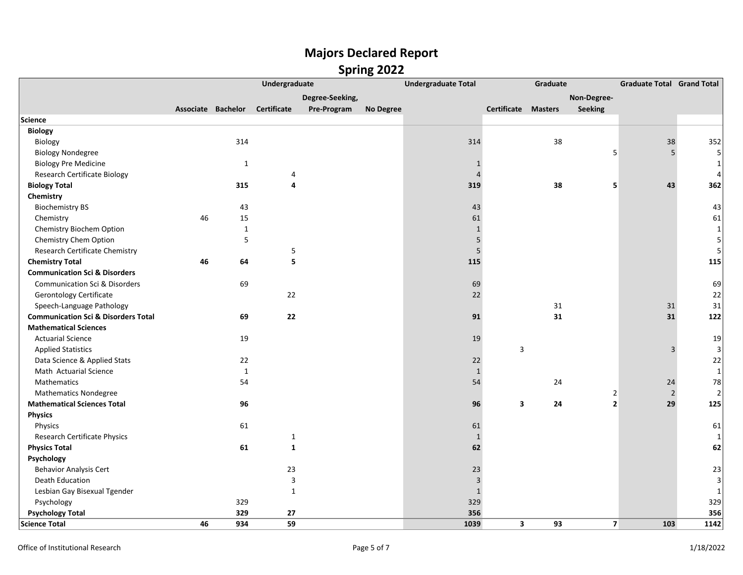# Majors Declared Report

## Spring 2022

| | Undergraduate | | | | | Undergraduate Total | Graduate | | | Graduate Total | Grand Total |
|---|---|---|---|---|---|---|---|---|---|---|---|
| | Associate | Bachelor | Certificate | Degree-Seeking, Pre-Program | No Degree | | Certificate | Masters | Non-Degree-Seeking | | |
| **Science** | | | | | | | | | | | |
| **Biology** | | | | | | | | | | | |
| Biology | | 314 | | | | 314 | | 38 | | 38 | 352 |
| Biology Nondegree | | | | | | | | | 5 | 5 | 5 |
| Biology Pre Medicine | | 1 | | | | 1 | | | | | 1 |
| Research Certificate Biology | | | 4 | | | 4 | | | | | 4 |
| **Biology Total** | | **315** | **4** | | | **319** | | **38** | **5** | **43** | **362** |
| **Chemistry** | | | | | | | | | | | |
| Biochemistry BS | | 43 | | | | 43 | | | | | 43 |
| Chemistry | 46 | 15 | | | | 61 | | | | | 61 |
| Chemistry Biochem Option | | 1 | | | | 1 | | | | | 1 |
| Chemistry Chem Option | | 5 | | | | 5 | | | | | 5 |
| Research Certificate Chemistry | | | 5 | | | 5 | | | | | 5 |
| **Chemistry Total** | **46** | **64** | **5** | | | **115** | | | | | **115** |
| **Communication Sci & Disorders** | | | | | | | | | | | |
| Communication Sci & Disorders | | 69 | | | | 69 | | | | | 69 |
| Gerontology Certificate | | | 22 | | | 22 | | | | | 22 |
| Speech-Language Pathology | | | | | | | | 31 | | 31 | 31 |
| **Communication Sci & Disorders Total** | | **69** | **22** | | | **91** | | **31** | | **31** | **122** |
| **Mathematical Sciences** | | | | | | | | | | | |
| Actuarial Science | | 19 | | | | 19 | | | | | 19 |
| Applied Statistics | | | | | | | 3 | | | 3 | 3 |
| Data Science & Applied Stats | | 22 | | | | 22 | | | | | 22 |
| Math Actuarial Science | | 1 | | | | 1 | | | | | 1 |
| Mathematics | | 54 | | | | 54 | | 24 | | 24 | 78 |
| Mathematics Nondegree | | | | | | | | | 2 | 2 | 2 |
| **Mathematical Sciences Total** | | **96** | | | | **96** | **3** | **24** | **2** | **29** | **125** |
| **Physics** | | | | | | | | | | | |
| Physics | | 61 | | | | 61 | | | | | 61 |
| Research Certificate Physics | | | 1 | | | 1 | | | | | 1 |
| **Physics Total** | | **61** | **1** | | | **62** | | | | | **62** |
| **Psychology** | | | | | | | | | | | |
| Behavior Analysis Cert | | | 23 | | | 23 | | | | | 23 |
| Death Education | | | 3 | | | 3 | | | | | 3 |
| Lesbian Gay Bisexual Tgender | | | 1 | | | 1 | | | | | 1 |
| Psychology | | 329 | | | | 329 | | | | | 329 |
| **Psychology Total** | | **329** | **27** | | | **356** | | | | | **356** |
| **Science Total** | **46** | **934** | **59** | | | **1039** | **3** | **93** | **7** | **103** | **1142** |

Office of Institutional Research 1/18/2022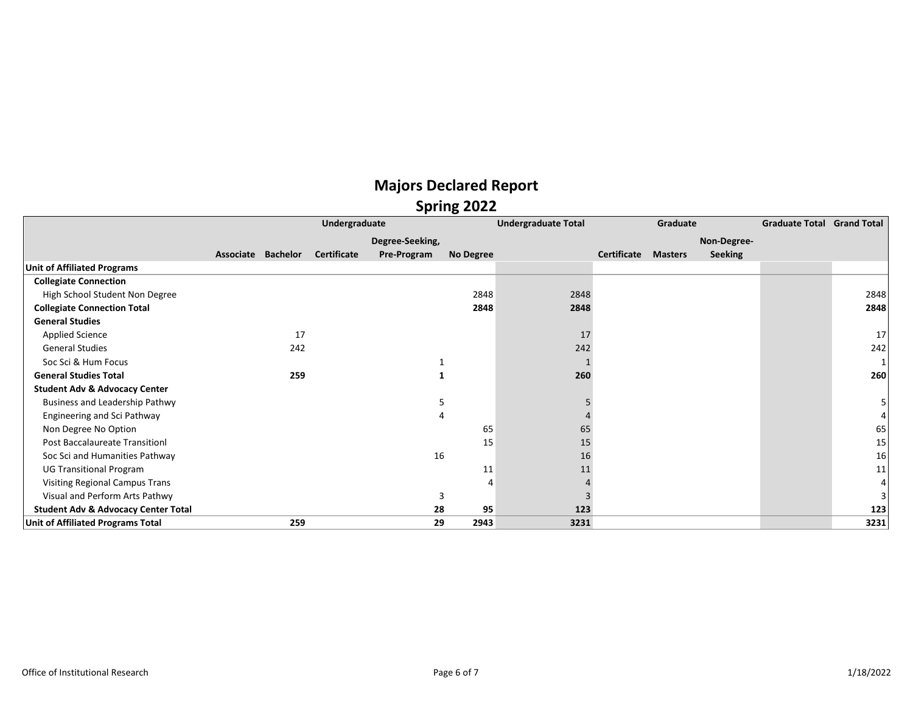# Majors Declared Report

## Spring 2022

| | Undergraduate | | | | | Undergraduate Total | Graduate | | | Graduate Total | Grand Total |
|---|---|---|---|---|---|---|---|---|---|---|---|
| | Associate | Bachelor | Certificate | Degree-Seeking, Pre-Program | No Degree | | Certificate | Masters | Non-Degree-Seeking | | |
| **Unit of Affiliated Programs** | | | | | | | | | | | |
| **Collegiate Connection** | | | | | | | | | | | |
| High School Student Non Degree | | | | | 2848 | 2848 | | | | | 2848 |
| **Collegiate Connection Total** | | | | | **2848** | **2848** | | | | | **2848** |
| **General Studies** | | | | | | | | | | | |
| Applied Science | | 17 | | | | 17 | | | | | 17 |
| General Studies | | 242 | | | | 242 | | | | | 242 |
| Soc Sci & Hum Focus | | | | 1 | | 1 | | | | | 1 |
| **General Studies Total** | | **259** | | **1** | | **260** | | | | | **260** |
| **Student Adv & Advocacy Center** | | | | | | | | | | | |
| Business and Leadership Pathwy | | | | 5 | | 5 | | | | | 5 |
| Engineering and Sci Pathway | | | | 4 | | 4 | | | | | 4 |
| Non Degree No Option | | | | | 65 | 65 | | | | | 65 |
| Post Baccalaureate Transitionl | | | | | 15 | 15 | | | | | 15 |
| Soc Sci and Humanities Pathway | | | | 16 | | 16 | | | | | 16 |
| UG Transitional Program | | | | | 11 | 11 | | | | | 11 |
| Visiting Regional Campus Trans | | | | | 4 | 4 | | | | | 4 |
| Visual and Perform Arts Pathwy | | | | 3 | | 3 | | | | | 3 |
| **Student Adv & Advocacy Center Total** | | | | **28** | **95** | **123** | | | | | **123** |
| **Unit of Affiliated Programs Total** | | **259** | | **29** | **2943** | **3231** | | | | | **3231** |

Office of Institutional Research

1/18/2022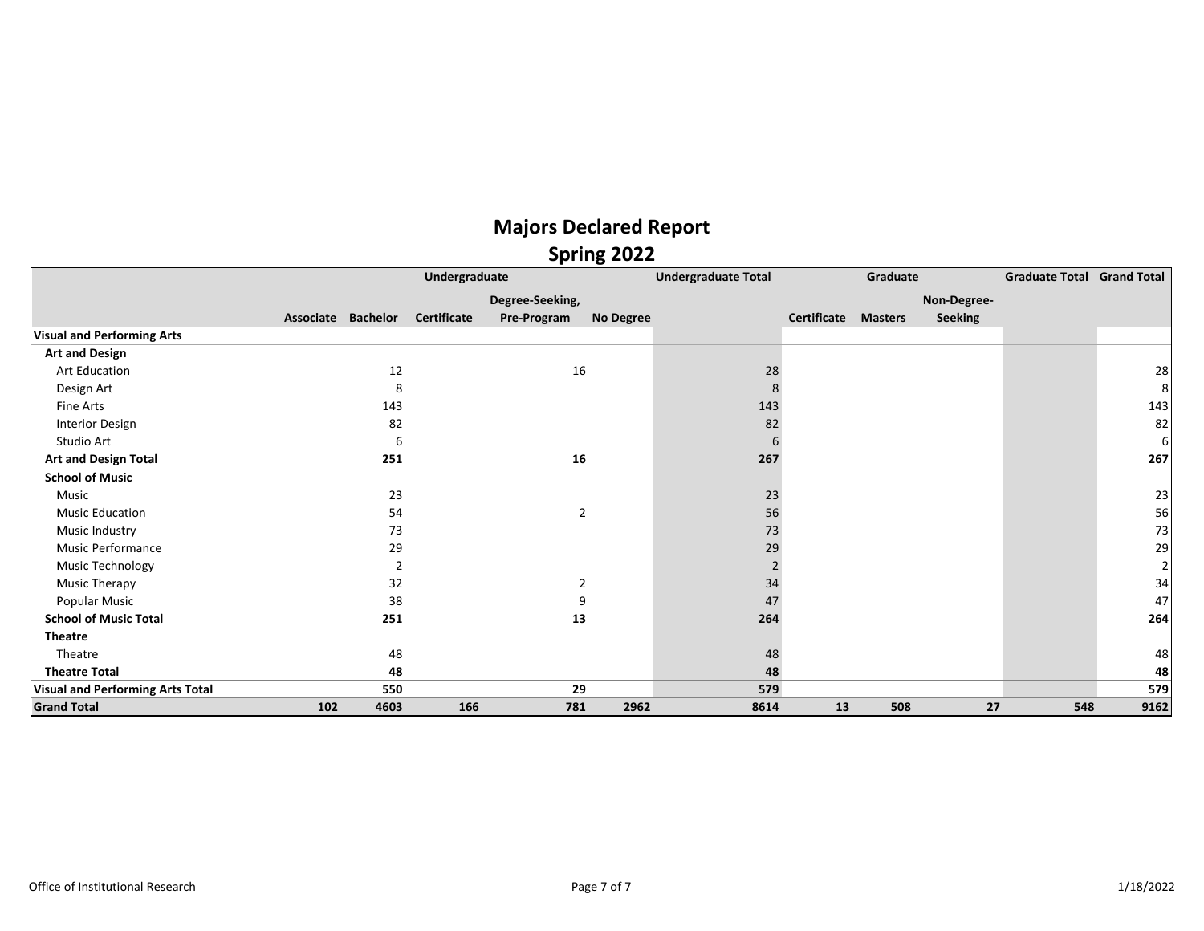# Majors Declared Report

## Spring 2022

| | Undergraduate | | | | | Undergraduate Total | Graduate | | | Graduate Total | Grand Total |
|---|---|---|---|---|---|---|---|---|---|---|---|
| | Associate | Bachelor | Certificate | Degree-Seeking, Pre-Program | No Degree | | Certificate | Masters | Non-Degree-Seeking | | |
| **Visual and Performing Arts** | | | | | | | | | | | |
| **Art and Design** | | | | | | | | | | | |
| Art Education | | 12 | | 16 | | 28 | | | | | 28 |
| Design Art | | 8 | | | | 8 | | | | | 8 |
| Fine Arts | | 143 | | | | 143 | | | | | 143 |
| Interior Design | | 82 | | | | 82 | | | | | 82 |
| Studio Art | | 6 | | | | 6 | | | | | 6 |
| **Art and Design Total** | | **251** | | **16** | | **267** | | | | | **267** |
| **School of Music** | | | | | | | | | | | |
| Music | | 23 | | | | 23 | | | | | 23 |
| Music Education | | 54 | | 2 | | 56 | | | | | 56 |
| Music Industry | | 73 | | | | 73 | | | | | 73 |
| Music Performance | | 29 | | | | 29 | | | | | 29 |
| Music Technology | | 2 | | | | 2 | | | | | 2 |
| Music Therapy | | 32 | | 2 | | 34 | | | | | 34 |
| Popular Music | | 38 | | 9 | | 47 | | | | | 47 |
| **School of Music Total** | | **251** | | **13** | | **264** | | | | | **264** |
| **Theatre** | | | | | | | | | | | |
| Theatre | | 48 | | | | 48 | | | | | 48 |
| **Theatre Total** | | **48** | | | | **48** | | | | | **48** |
| **Visual and Performing Arts Total** | | **550** | | **29** | | **579** | | | | | **579** |
| **Grand Total** | **102** | **4603** | **166** | **781** | **2962** | **8614** | **13** | **508** | **27** | **548** | **9162** |

Office of Institutional Research

1/18/2022